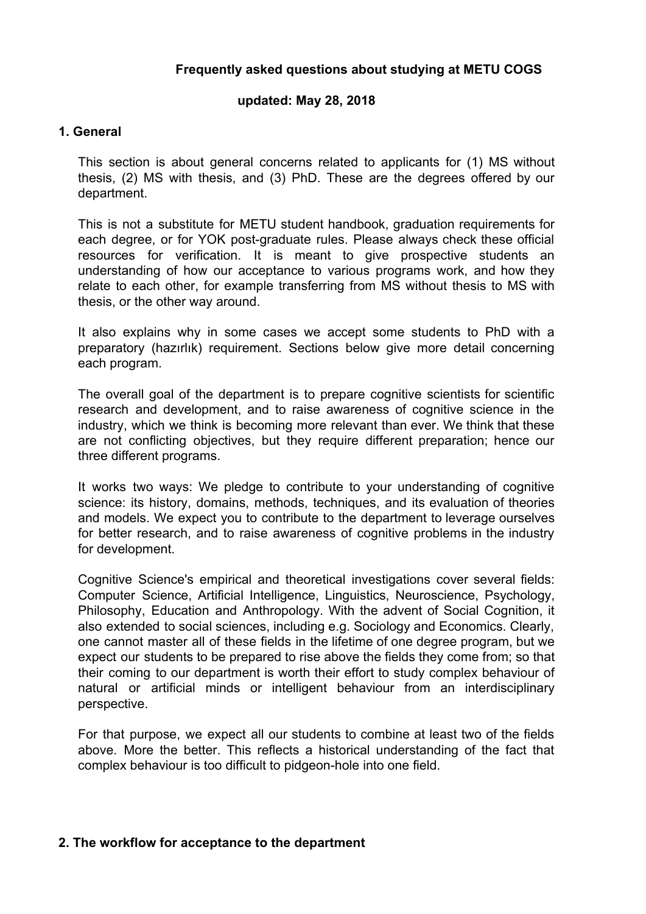**Frequently asked questions about studying at METU COGS**

**updated: May 28, 2018**

## 1. General

This section is about general concerns related to applicants for (1) MS without thesis, (2) MS with thesis, and (3) PhD. These are the degrees offered by our department.

This is not a substitute for METU student handbook, graduation requirements for each degree, or for YOK post-graduate rules. Please always check these official resources for verification. It is meant to give prospective students an understanding of how our acceptance to various programs work, and how they relate to each other, for example transferring from MS without thesis to MS with thesis, or the other way around.

It also explains why in some cases we accept some students to PhD with a preparatory (hazırlık) requirement. Sections below give more detail concerning each program.

The overall goal of the department is to prepare cognitive scientists for scientific research and development, and to raise awareness of cognitive science in the industry, which we think is becoming more relevant than ever. We think that these are not conflicting objectives, but they require different preparation; hence our three different programs.

It works two ways: We pledge to contribute to your understanding of cognitive science: its history, domains, methods, techniques, and its evaluation of theories and models. We expect you to contribute to the department to leverage ourselves for better research, and to raise awareness of cognitive problems in the industry for development.

Cognitive Science's empirical and theoretical investigations cover several fields: Computer Science, Artificial Intelligence, Linguistics, Neuroscience, Psychology, Philosophy, Education and Anthropology. With the advent of Social Cognition, it also extended to social sciences, including e.g. Sociology and Economics. Clearly, one cannot master all of these fields in the lifetime of one degree program, but we expect our students to be prepared to rise above the fields they come from; so that their coming to our department is worth their effort to study complex behaviour of natural or artificial minds or intelligent behaviour from an interdisciplinary perspective.

For that purpose, we expect all our students to combine at least two of the fields above. More the better. This reflects a historical understanding of the fact that complex behaviour is too difficult to pidgeon-hole into one field.

## 2. The workflow for acceptance to the department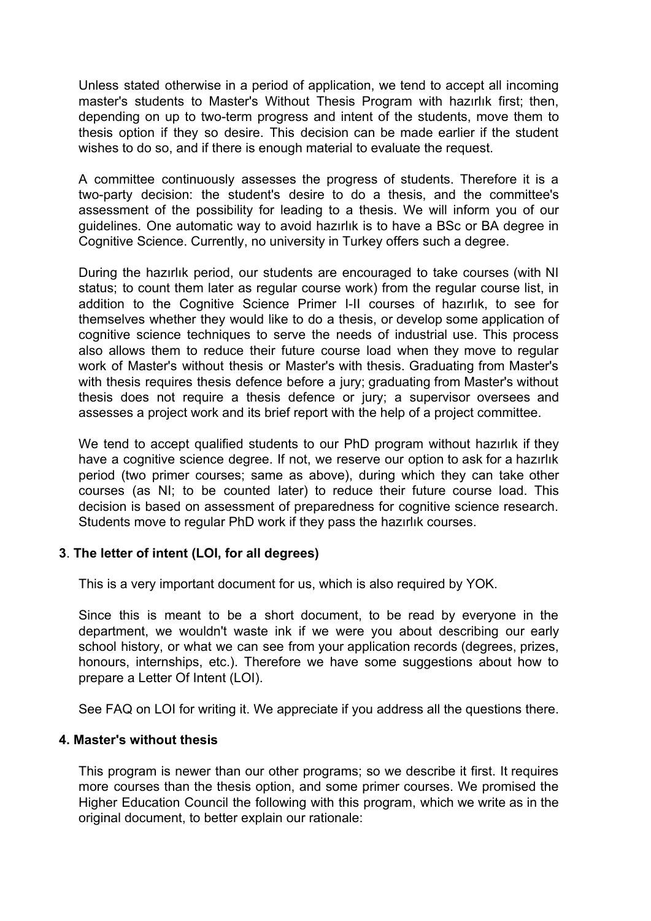Unless stated otherwise in a period of application, we tend to accept all incoming master's students to Master's Without Thesis Program with hazırlık first; then, depending on up to two-term progress and intent of the students, move them to thesis option if they so desire. This decision can be made earlier if the student wishes to do so, and if there is enough material to evaluate the request.

A committee continuously assesses the progress of students. Therefore it is a two-party decision: the student's desire to do a thesis, and the committee's assessment of the possibility for leading to a thesis. We will inform you of our guidelines. One automatic way to avoid hazırlık is to have a BSc or BA degree in Cognitive Science. Currently, no university in Turkey offers such a degree.

During the hazırlık period, our students are encouraged to take courses (with NI status; to count them later as regular course work) from the regular course list, in addition to the Cognitive Science Primer I-II courses of hazırlık, to see for themselves whether they would like to do a thesis, or develop some application of cognitive science techniques to serve the needs of industrial use. This process also allows them to reduce their future course load when they move to regular work of Master's without thesis or Master's with thesis. Graduating from Master's with thesis requires thesis defence before a jury; graduating from Master's without thesis does not require a thesis defence or jury; a supervisor oversees and assesses a project work and its brief report with the help of a project committee.

We tend to accept qualified students to our PhD program without hazırlık if they have a cognitive science degree. If not, we reserve our option to ask for a hazırlık period (two primer courses; same as above), during which they can take other courses (as NI; to be counted later) to reduce their future course load. This decision is based on assessment of preparedness for cognitive science research. Students move to regular PhD work if they pass the hazırlık courses.

### 3. **The letter of intent (LOI, for all degrees)**

This is a very important document for us, which is also required by YOK.

Since this is meant to be a short document, to be read by everyone in the department, we wouldn't waste ink if we were you about describing our early school history, or what we can see from your application records (degrees, prizes, honours, internships, etc.). Therefore we have some suggestions about how to prepare a Letter Of Intent (LOI).

See FAQ on LOI for writing it. We appreciate if you address all the questions there.

### 4. Master's without thesis

This program is newer than our other programs; so we describe it first. It requires more courses than the thesis option, and some primer courses. We promised the Higher Education Council the following with this program, which we write as in the original document, to better explain our rationale: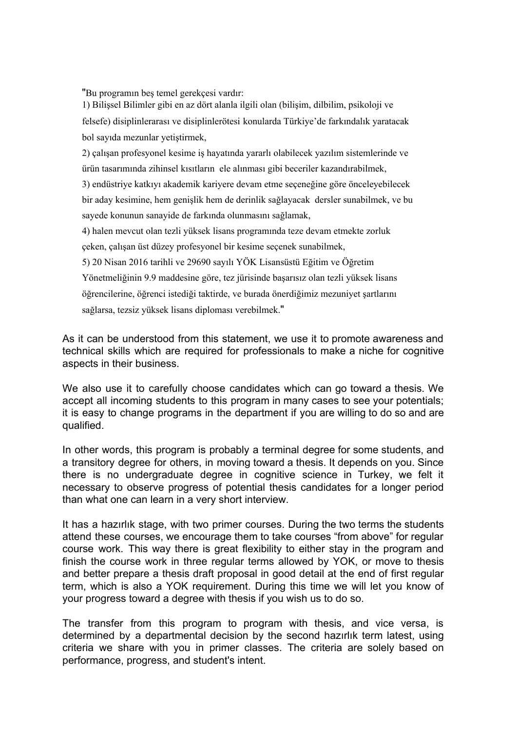"Bu programın beş temel gerekçesi vardır:
1) Bilişsel Bilimler gibi en az dört alanla ilgili olan (bilişim, dilbilim, psikoloji ve felsefe) disiplinlerarası ve disiplinlerötesi konularda Türkiye'de farkındalık yaratacak bol sayıda mezunlar yetiştirmek,
2) çalışan profesyonel kesime iş hayatında yararlı olabilecek yazılım sistemlerinde ve ürün tasarımında zihinsel kısıtların ele alınması gibi beceriler kazandırabilmek,
3) endüstriye katkıyı akademik kariyere devam etme seçeneğine göre önceleyebilecek bir aday kesimine, hem genişlik hem de derinlik sağlayacak dersler sunabilmek, ve bu sayede konunun sanayide de farkında olunmasını sağlamak,
4) halen mevcut olan tezli yüksek lisans programında teze devam etmekte zorluk çeken, çalışan üst düzey profesyonel bir kesime seçenek sunabilmek,
5) 20 Nisan 2016 tarihli ve 29690 sayılı YÖK Lisansüstü Eğitim ve Öğretim Yönetmeliğinin 9.9 maddesine göre, tez jürisinde başarısız olan tezli yüksek lisans öğrencilerine, öğrenci istediği taktirde, ve burada önerdiğimiz mezuniyet şartlarını sağlarsa, tezsiz yüksek lisans diploması verebilmek."

As it can be understood from this statement, we use it to promote awareness and technical skills which are required for professionals to make a niche for cognitive aspects in their business.

We also use it to carefully choose candidates which can go toward a thesis. We accept all incoming students to this program in many cases to see your potentials; it is easy to change programs in the department if you are willing to do so and are qualified.

In other words, this program is probably a terminal degree for some students, and a transitory degree for others, in moving toward a thesis. It depends on you. Since there is no undergraduate degree in cognitive science in Turkey, we felt it necessary to observe progress of potential thesis candidates for a longer period than what one can learn in a very short interview.

It has a hazırlık stage, with two primer courses. During the two terms the students attend these courses, we encourage them to take courses "from above" for regular course work. This way there is great flexibility to either stay in the program and finish the course work in three regular terms allowed by YOK, or move to thesis and better prepare a thesis draft proposal in good detail at the end of first regular term, which is also a YOK requirement. During this time we will let you know of your progress toward a degree with thesis if you wish us to do so.

The transfer from this program to program with thesis, and vice versa, is determined by a departmental decision by the second hazırlık term latest, using criteria we share with you in primer classes. The criteria are solely based on performance, progress, and student's intent.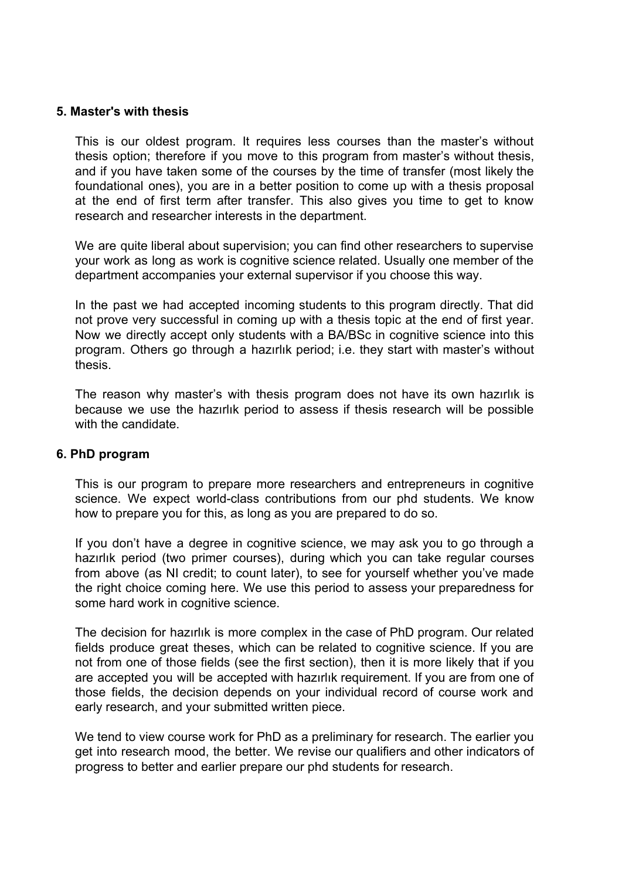### 5. Master's with thesis

This is our oldest program. It requires less courses than the master's without thesis option; therefore if you move to this program from master's without thesis, and if you have taken some of the courses by the time of transfer (most likely the foundational ones), you are in a better position to come up with a thesis proposal at the end of first term after transfer. This also gives you time to get to know research and researcher interests in the department.

We are quite liberal about supervision; you can find other researchers to supervise your work as long as work is cognitive science related. Usually one member of the department accompanies your external supervisor if you choose this way.

In the past we had accepted incoming students to this program directly. That did not prove very successful in coming up with a thesis topic at the end of first year. Now we directly accept only students with a BA/BSc in cognitive science into this program. Others go through a hazırlık period; i.e. they start with master's without thesis.

The reason why master's with thesis program does not have its own hazırlık is because we use the hazırlık period to assess if thesis research will be possible with the candidate.

### 6. PhD program

This is our program to prepare more researchers and entrepreneurs in cognitive science. We expect world-class contributions from our phd students. We know how to prepare you for this, as long as you are prepared to do so.

If you don't have a degree in cognitive science, we may ask you to go through a hazırlık period (two primer courses), during which you can take regular courses from above (as NI credit; to count later), to see for yourself whether you've made the right choice coming here. We use this period to assess your preparedness for some hard work in cognitive science.

The decision for hazırlık is more complex in the case of PhD program. Our related fields produce great theses, which can be related to cognitive science. If you are not from one of those fields (see the first section), then it is more likely that if you are accepted you will be accepted with hazırlık requirement. If you are from one of those fields, the decision depends on your individual record of course work and early research, and your submitted written piece.

We tend to view course work for PhD as a preliminary for research. The earlier you get into research mood, the better. We revise our qualifiers and other indicators of progress to better and earlier prepare our phd students for research.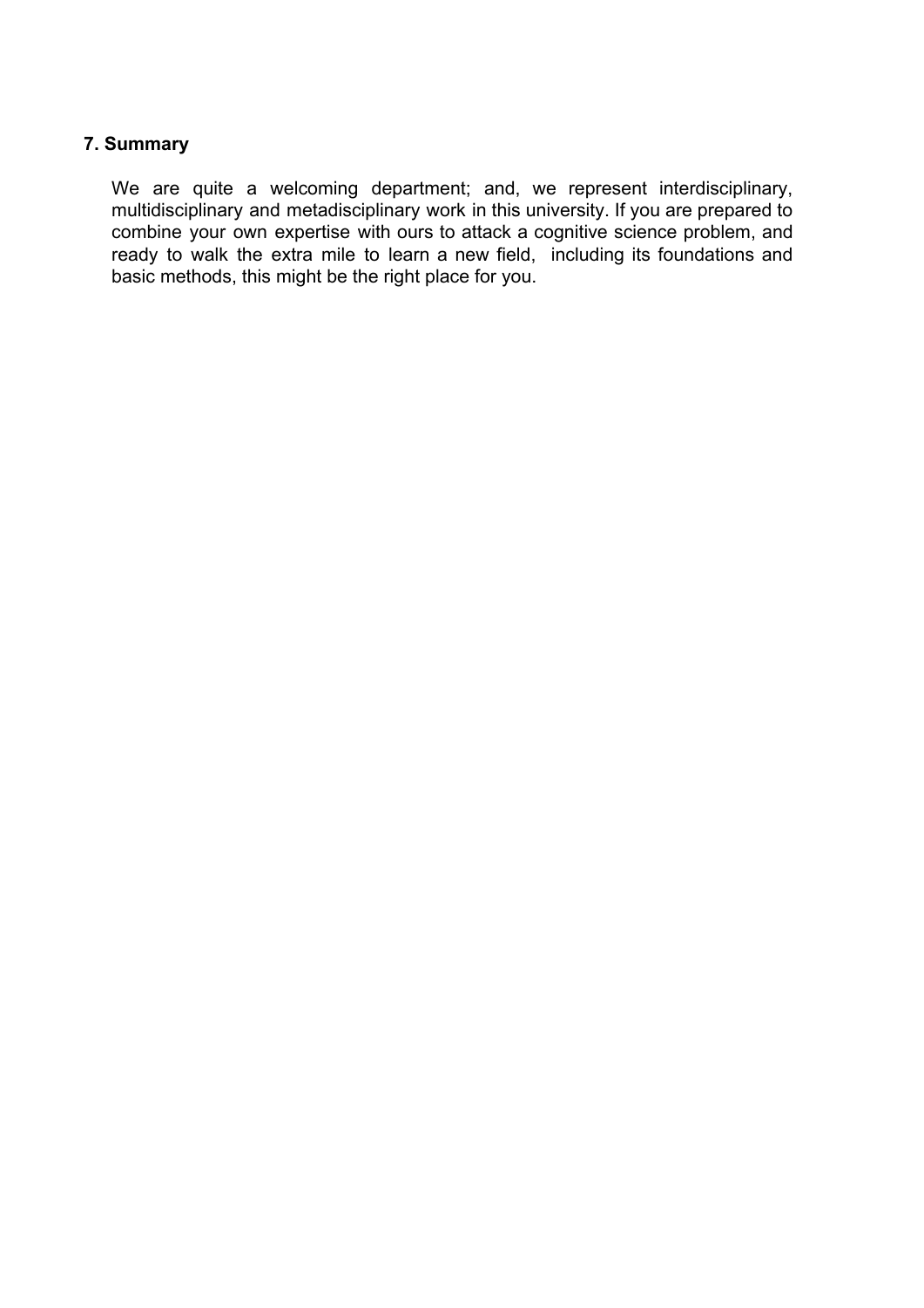### 7. Summary

We are quite a welcoming department; and, we represent interdisciplinary, multidisciplinary and metadisciplinary work in this university. If you are prepared to combine your own expertise with ours to attack a cognitive science problem, and ready to walk the extra mile to learn a new field, including its foundations and basic methods, this might be the right place for you.